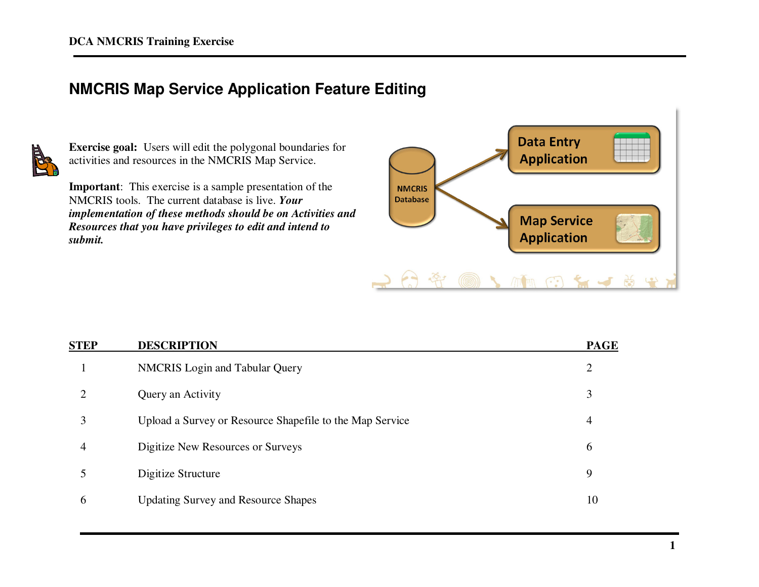# NMCRIS Map Service Application Feature Editing

**Exercise goal:** Users will edit the polygonal boundaries for activities and resources in the NMCRIS Map Service.

**Important**: This exercise is a sample presentation of the NMCRIS tools. The current database is live. ***Your implementation of these methods should be on Activities and Resources that you have privileges to edit and intend to submit.***

NMCRIS Database

Data Entry Application

Map Service Application

| STEP | DESCRIPTION | PAGE |
| --- | --- | --- |
| 1 | NMCRIS Login and Tabular Query | 2 |
| 2 | Query an Activity | 3 |
| 3 | Upload a Survey or Resource Shapefile to the Map Service | 4 |
| 4 | Digitize New Resources or Surveys | 6 |
| 5 | Digitize Structure | 9 |
| 6 | Updating Survey and Resource Shapes | 10 |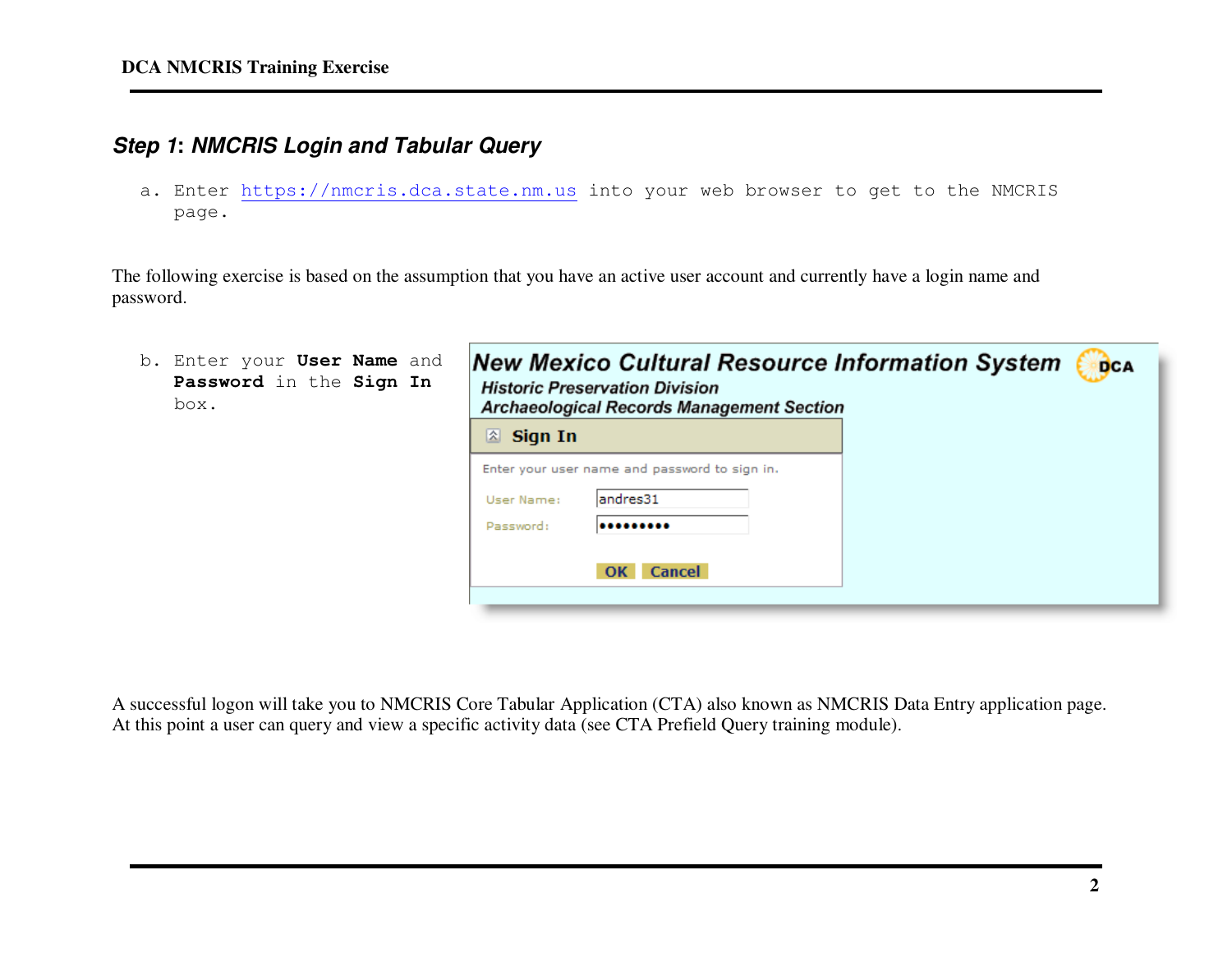## Step 1: NMCRIS Login and Tabular Query

a. Enter https://nmcris.dca.state.nm.us into your web browser to get to the NMCRIS page.

The following exercise is based on the assumption that you have an active user account and currently have a login name and password.

b. Enter your **User Name** and **Password** in the **Sign In** box.

A successful logon will take you to NMCRIS Core Tabular Application (CTA) also known as NMCRIS Data Entry application page. At this point a user can query and view a specific activity data (see CTA Prefield Query training module).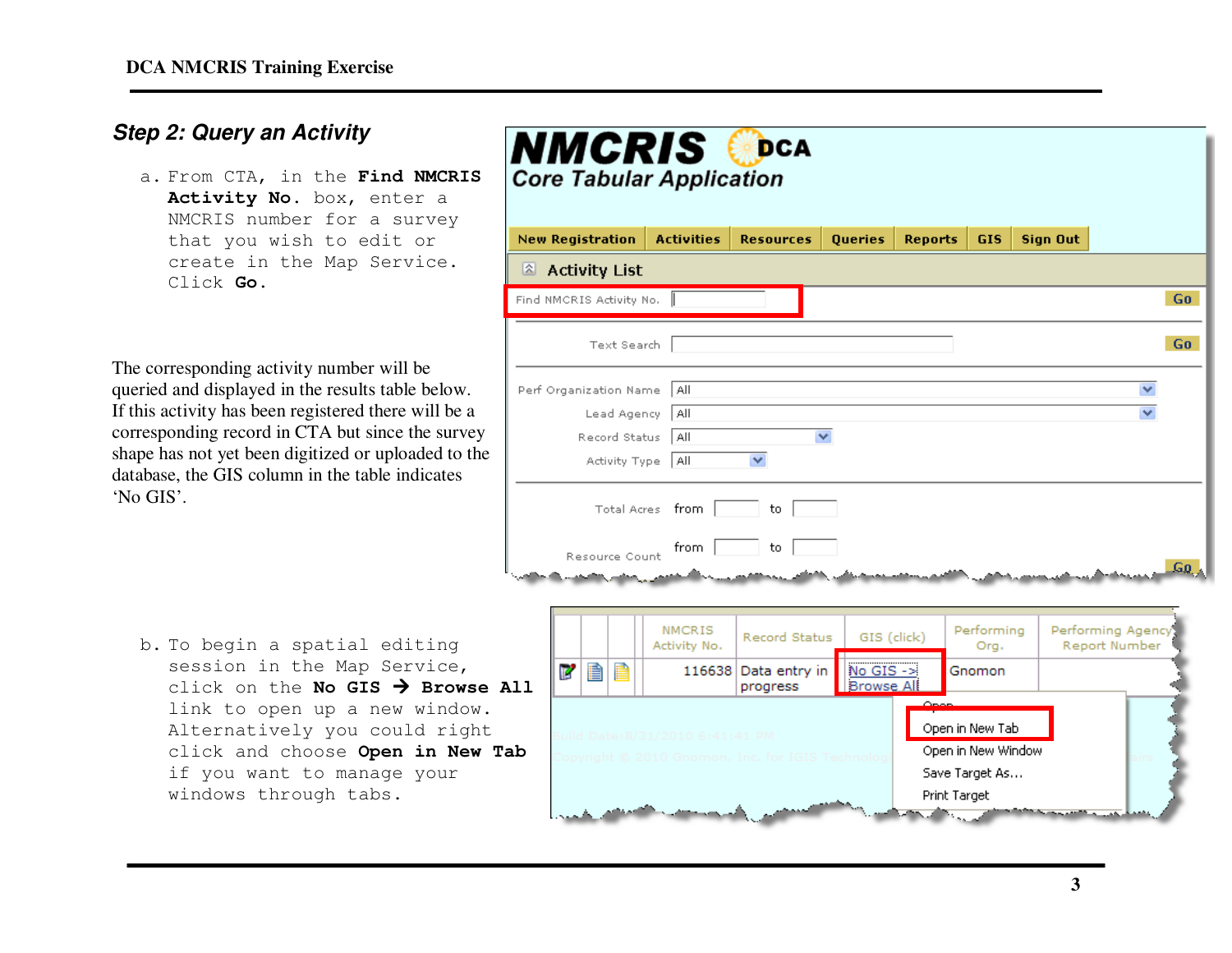## *Step 2: Query an Activity*

a. From CTA, in the **Find NMCRIS Activity No.** box, enter a NMCRIS number for a survey that you wish to edit or create in the Map Service. Click **Go**.

The corresponding activity number will be queried and displayed in the results table below. If this activity has been registered there will be a corresponding record in CTA but since the survey shape has not yet been digitized or uploaded to the database, the GIS column in the table indicates 'No GIS'.

b. To begin a spatial editing session in the Map Service, click on the **No GIS → Browse All** link to open up a new window. Alternatively you could right click and choose **Open in New Tab** if you want to manage your windows through tabs.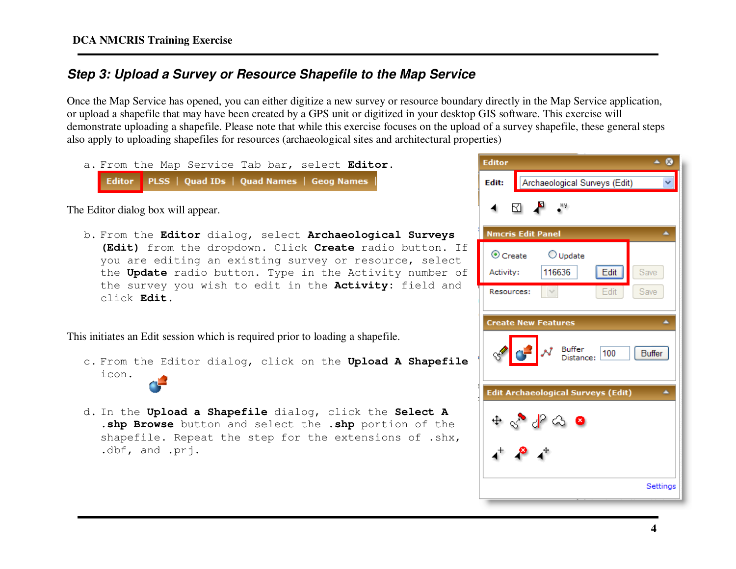## *Step 3: Upload a Survey or Resource Shapefile to the Map Service*

Once the Map Service has opened, you can either digitize a new survey or resource boundary directly in the Map Service application, or upload a shapefile that may have been created by a GPS unit or digitized in your desktop GIS software. This exercise will demonstrate uploading a shapefile. Please note that while this exercise focuses on the upload of a survey shapefile, these general steps also apply to uploading shapefiles for resources (archaeological sites and architectural properties)

a. From the Map Service Tab bar, select **Editor**.

The Editor dialog box will appear.

b. From the **Editor** dialog, select **Archaeological Surveys (Edit)** from the dropdown. Click **Create** radio button. If you are editing an existing survey or resource, select the **Update** radio button. Type in the Activity number of the survey you wish to edit in the **Activity:** field and click **Edit**.

This initiates an Edit session which is required prior to loading a shapefile.

c. From the Editor dialog, click on the **Upload A Shapefile** icon.

d. In the **Upload a Shapefile** dialog, click the **Select A .shp Browse** button and select the **.shp** portion of the shapefile. Repeat the step for the extensions of .shx, .dbf, and .prj.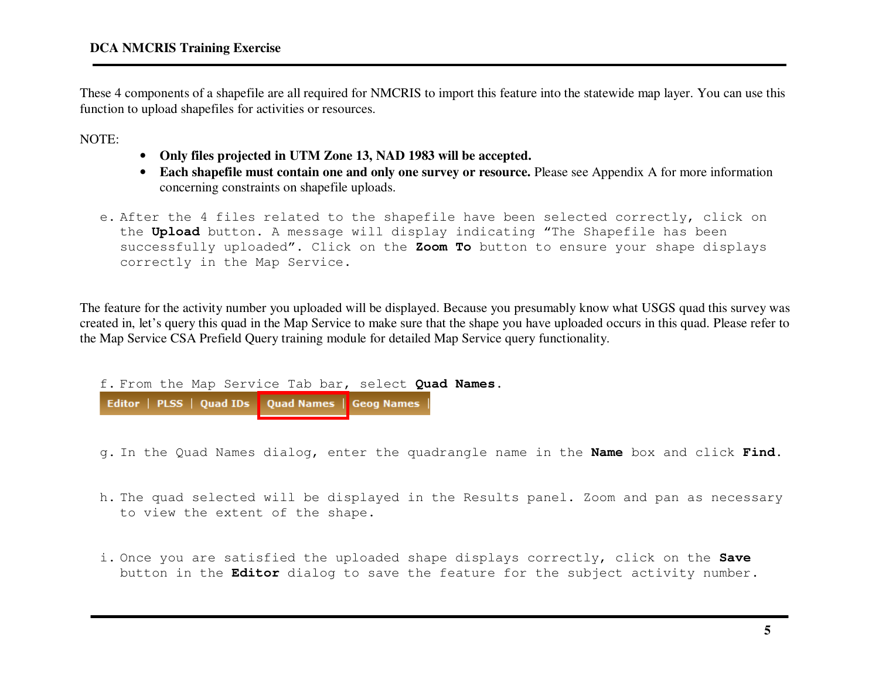These 4 components of a shapefile are all required for NMCRIS to import this feature into the statewide map layer. You can use this function to upload shapefiles for activities or resources.

NOTE:

- **Only files projected in UTM Zone 13, NAD 1983 will be accepted.**
- **Each shapefile must contain one and only one survey or resource.** Please see Appendix A for more information concerning constraints on shapefile uploads.

e. After the 4 files related to the shapefile have been selected correctly, click on the **Upload** button. A message will display indicating "The Shapefile has been successfully uploaded". Click on the **Zoom To** button to ensure your shape displays correctly in the Map Service.

The feature for the activity number you uploaded will be displayed. Because you presumably know what USGS quad this survey was created in, let's query this quad in the Map Service to make sure that the shape you have uploaded occurs in this quad. Please refer to the Map Service CSA Prefield Query training module for detailed Map Service query functionality.

f. From the Map Service Tab bar, select **Quad Names**.

Editor | PLSS | Quad IDs | Quad Names | Geog Names |

g. In the Quad Names dialog, enter the quadrangle name in the **Name** box and click **Find.**

h. The quad selected will be displayed in the Results panel. Zoom and pan as necessary to view the extent of the shape.

i. Once you are satisfied the uploaded shape displays correctly, click on the **Save** button in the **Editor** dialog to save the feature for the subject activity number.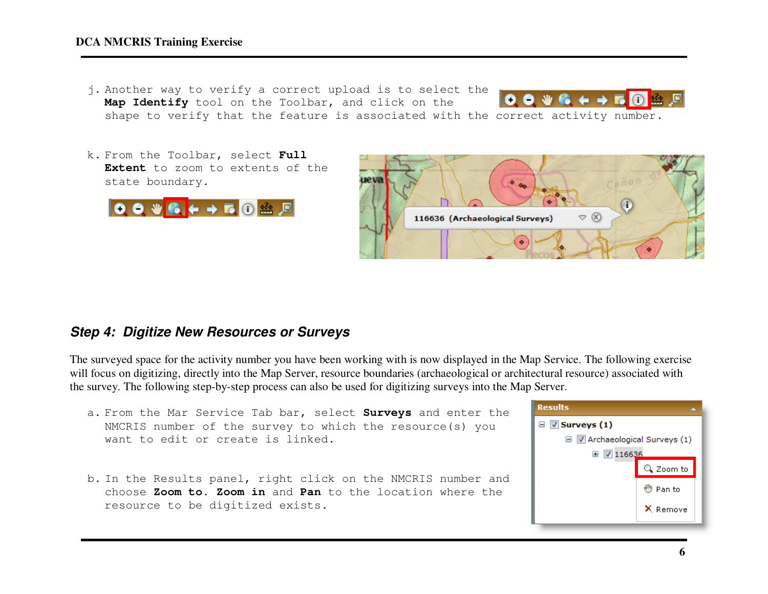j. Another way to verify a correct upload is to select the **Map Identify** tool on the Toolbar, and click on the shape to verify that the feature is associated with the correct activity number.

k. From the Toolbar, select **Full Extent** to zoom to extents of the state boundary.

## *Step 4: Digitize New Resources or Surveys*

The surveyed space for the activity number you have been working with is now displayed in the Map Service. The following exercise will focus on digitizing, directly into the Map Server, resource boundaries (archaeological or architectural resource) associated with the survey. The following step-by-step process can also be used for digitizing surveys into the Map Server.

a. From the Mar Service Tab bar, select **Surveys** and enter the NMCRIS number of the survey to which the resource(s) you want to edit or create is linked.

b. In the Results panel, right click on the NMCRIS number and choose **Zoom to**. **Zoom in** and **Pan** to the location where the resource to be digitized exists.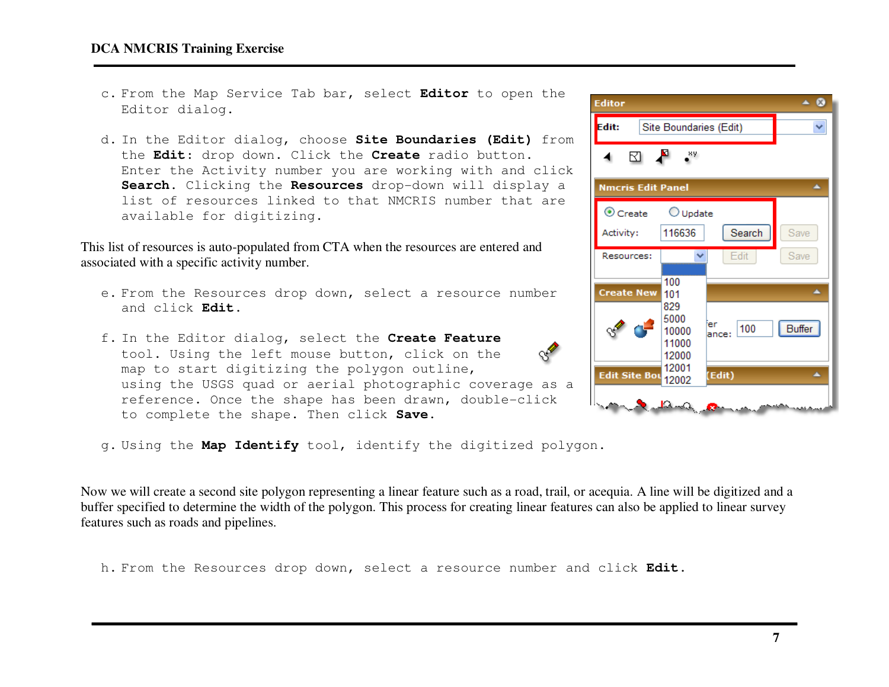c. From the Map Service Tab bar, select **Editor** to open the Editor dialog.

d. In the Editor dialog, choose **Site Boundaries (Edit)** from the **Edit**: drop down. Click the **Create** radio button. Enter the Activity number you are working with and click **Search**. Clicking the **Resources** drop-down will display a list of resources linked to that NMCRIS number that are available for digitizing.

This list of resources is auto-populated from CTA when the resources are entered and associated with a specific activity number.

e. From the Resources drop down, select a resource number and click **Edit**.

f. In the Editor dialog, select the **Create Feature** tool. Using the left mouse button, click on the map to start digitizing the polygon outline, using the USGS quad or aerial photographic coverage as a reference. Once the shape has been drawn, double-click to complete the shape. Then click **Save**.

g. Using the **Map Identify** tool, identify the digitized polygon.

Now we will create a second site polygon representing a linear feature such as a road, trail, or acequia. A line will be digitized and a buffer specified to determine the width of the polygon. This process for creating linear features can also be applied to linear survey features such as roads and pipelines.

h. From the Resources drop down, select a resource number and click **Edit**.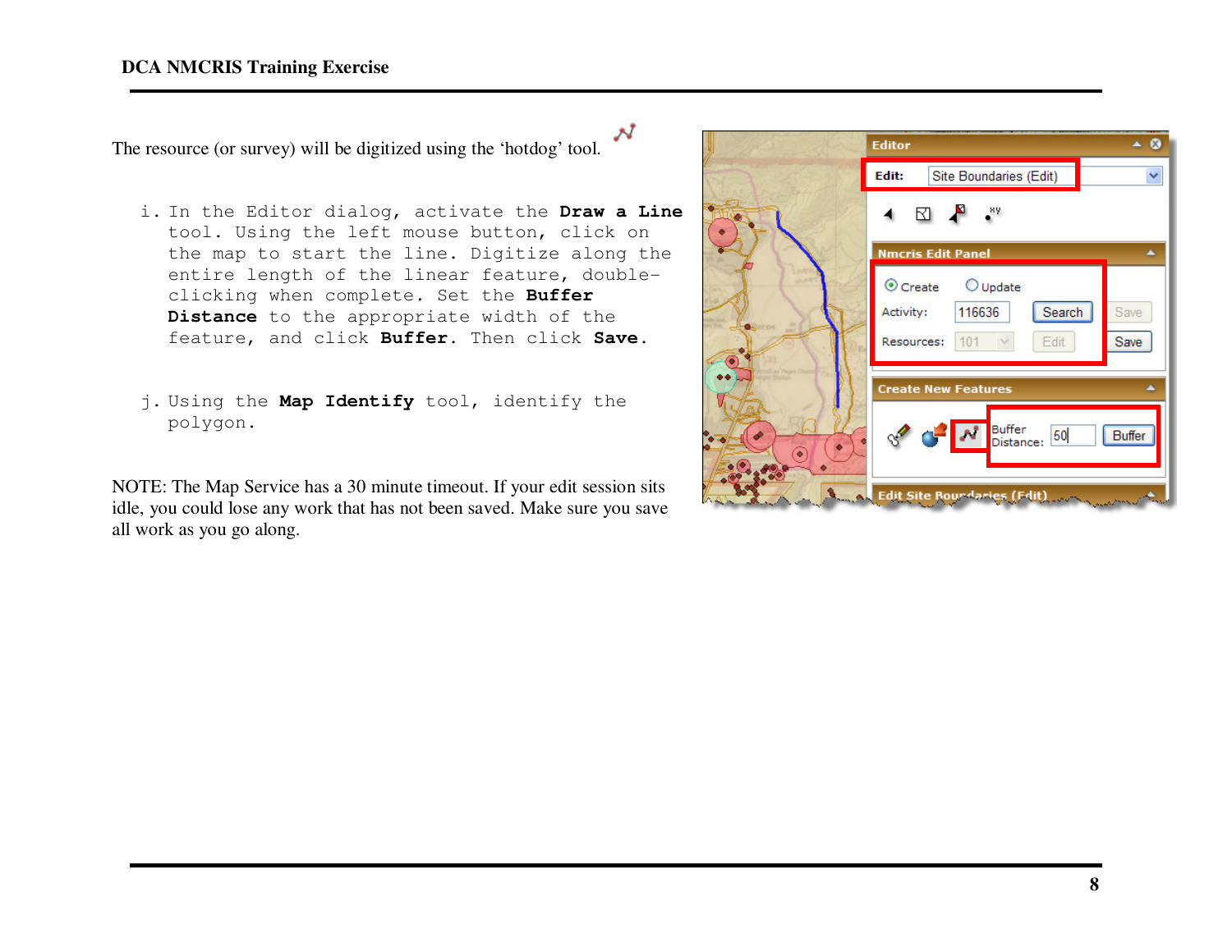The resource (or survey) will be digitized using the 'hotdog' tool.

i. In the Editor dialog, activate the **Draw a Line** tool. Using the left mouse button, click on the map to start the line. Digitize along the entire length of the linear feature, double-clicking when complete. Set the **Buffer Distance** to the appropriate width of the feature, and click **Buffer**. Then click **Save**.

j. Using the **Map Identify** tool, identify the polygon.

NOTE: The Map Service has a 30 minute timeout. If your edit session sits idle, you could lose any work that has not been saved. Make sure you save all work as you go along.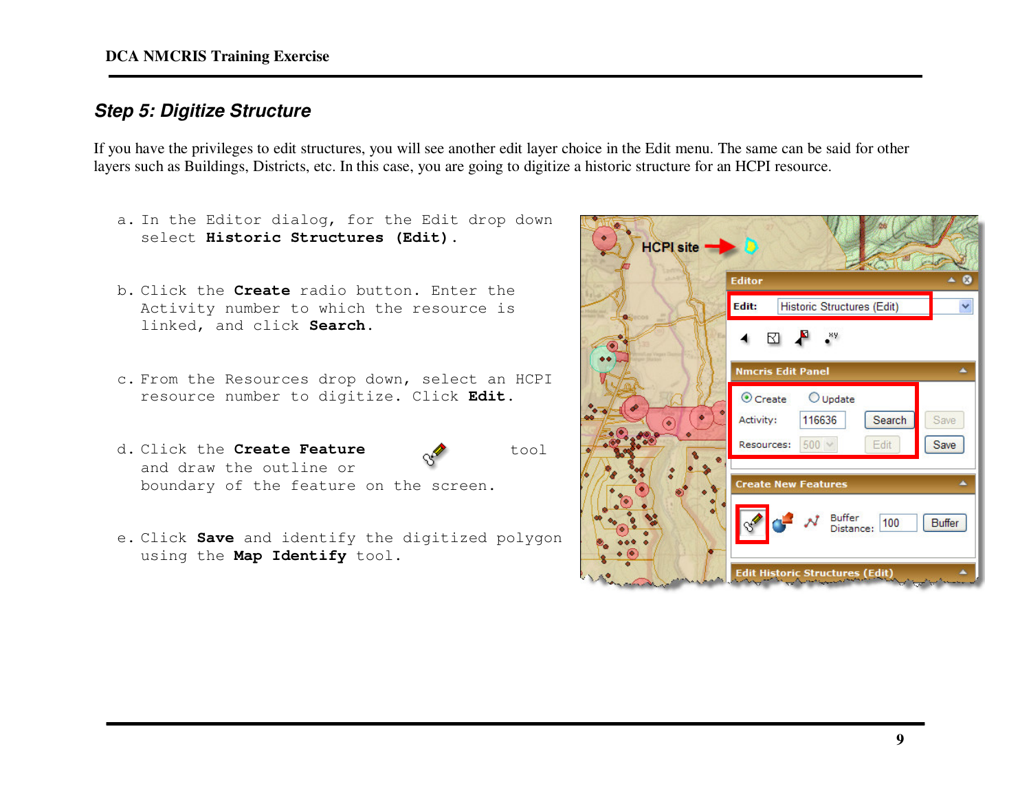## Step 5: Digitize Structure

If you have the privileges to edit structures, you will see another edit layer choice in the Edit menu. The same can be said for other layers such as Buildings, Districts, etc. In this case, you are going to digitize a historic structure for an HCPI resource.

a. In the Editor dialog, for the Edit drop down select **Historic Structures (Edit)**.

b. Click the **Create** radio button. Enter the Activity number to which the resource is linked, and click **Search**.

c. From the Resources drop down, select an HCPI resource number to digitize. Click **Edit**.

d. Click the **Create Feature** tool and draw the outline or boundary of the feature on the screen.

e. Click **Save** and identify the digitized polygon using the **Map Identify** tool.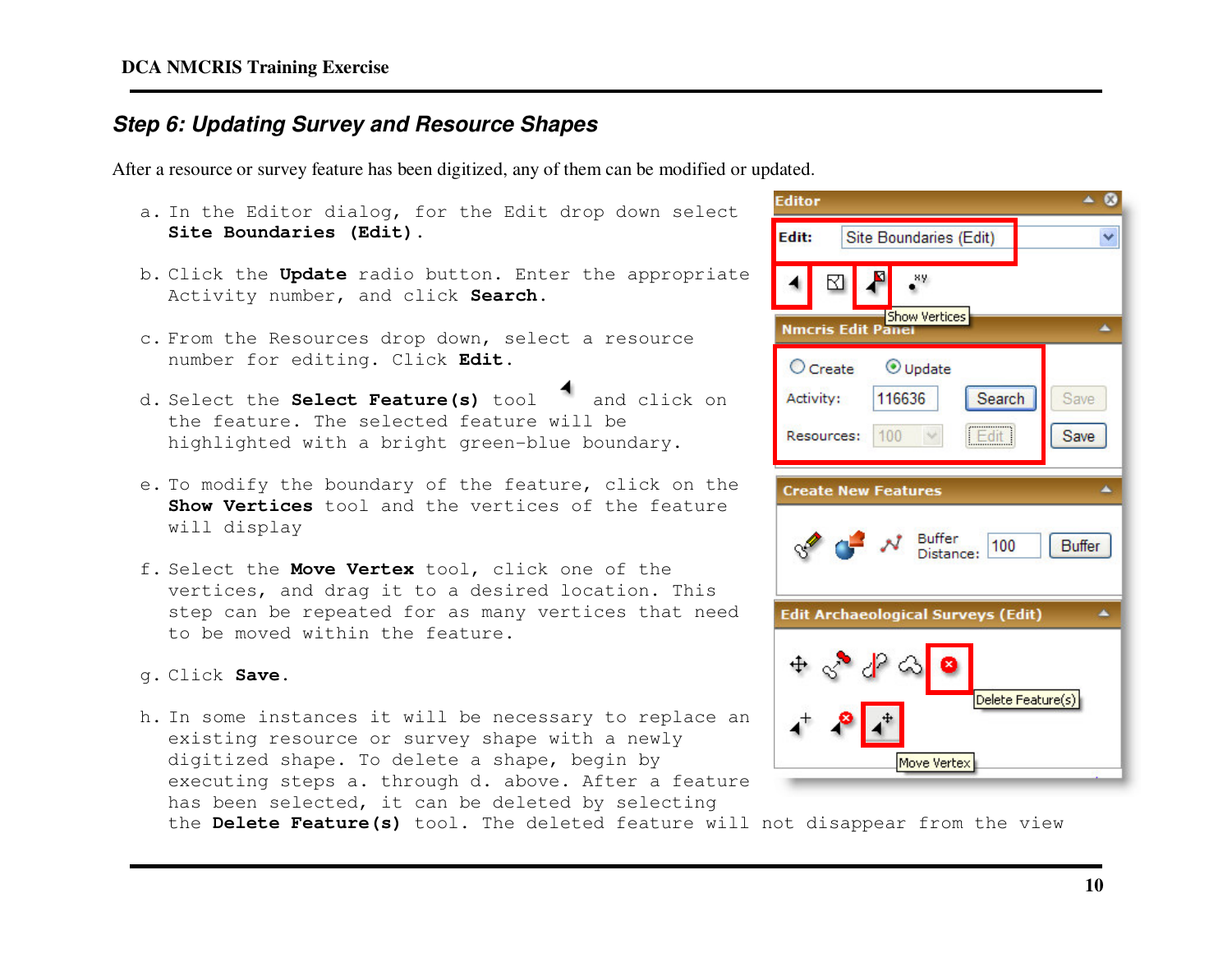## *Step 6: Updating Survey and Resource Shapes*

After a resource or survey feature has been digitized, any of them can be modified or updated.

a. In the Editor dialog, for the Edit drop down select **Site Boundaries (Edit)**.

b. Click the **Update** radio button. Enter the appropriate Activity number, and click **Search**.

c. From the Resources drop down, select a resource number for editing. Click **Edit**.

d. Select the **Select Feature(s)** tool and click on the feature. The selected feature will be highlighted with a bright green-blue boundary.

e. To modify the boundary of the feature, click on the **Show Vertices** tool and the vertices of the feature will display

f. Select the **Move Vertex** tool, click one of the vertices, and drag it to a desired location. This step can be repeated for as many vertices that need to be moved within the feature.

g. Click **Save**.

h. In some instances it will be necessary to replace an existing resource or survey shape with a newly digitized shape. To delete a shape, begin by executing steps a. through d. above. After a feature has been selected, it can be deleted by selecting the **Delete Feature(s)** tool. The deleted feature will not disappear from the view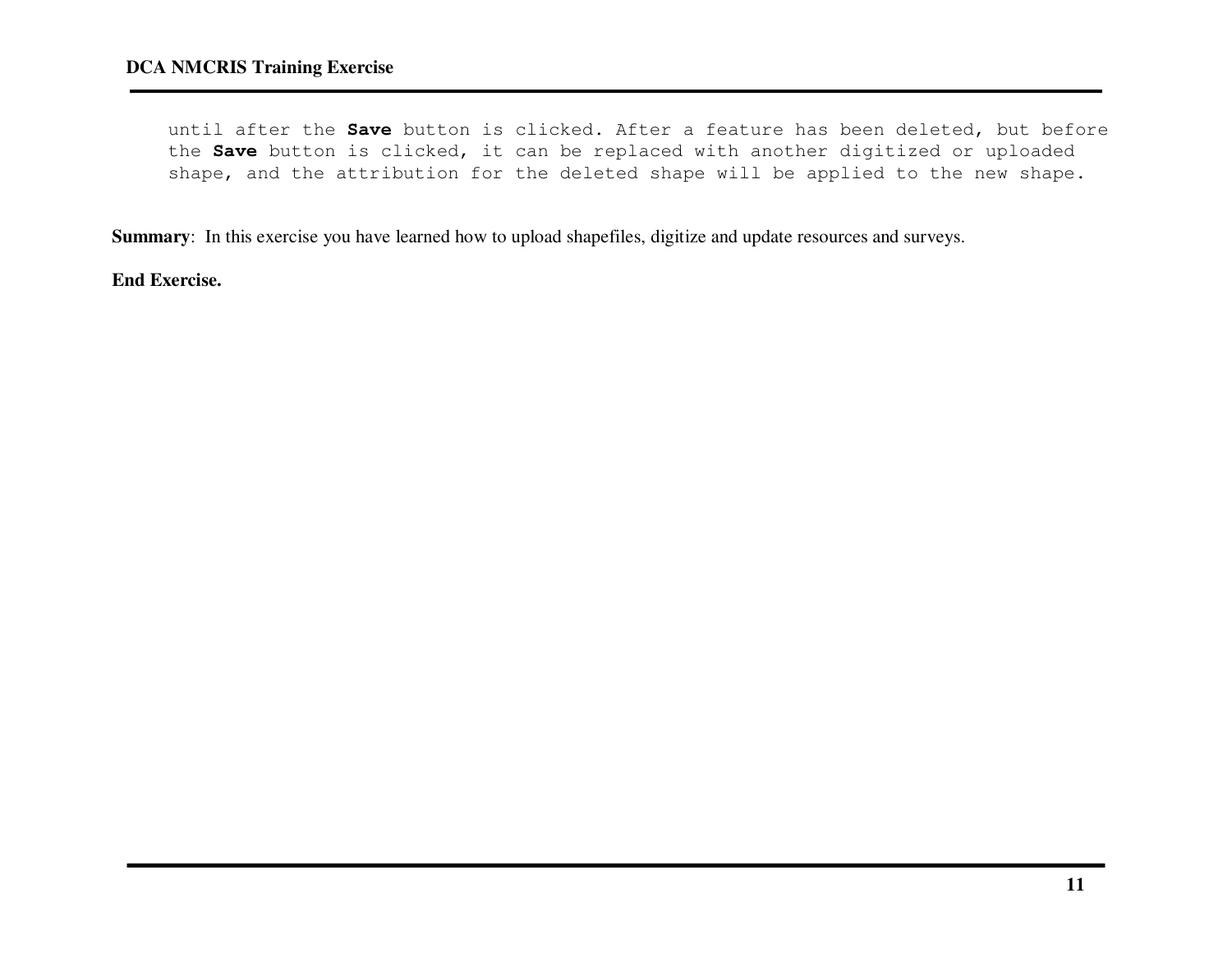until after the **Save** button is clicked. After a feature has been deleted, but before the **Save** button is clicked, it can be replaced with another digitized or uploaded shape, and the attribution for the deleted shape will be applied to the new shape.

**Summary**: In this exercise you have learned how to upload shapefiles, digitize and update resources and surveys.

**End Exercise.**